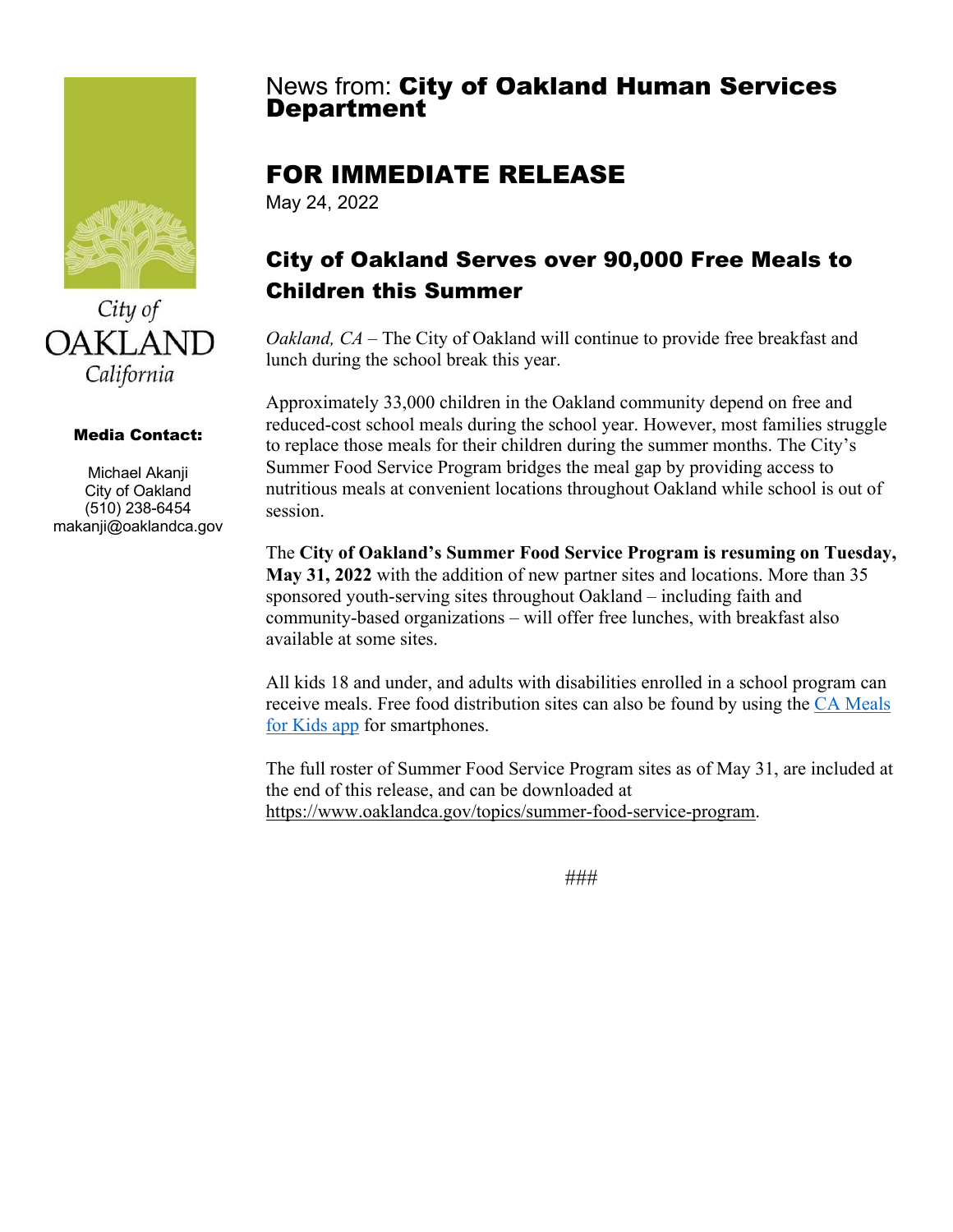City of
OAKLAND
California

**Media Contact:**

Michael Akanji
City of Oakland
(510) 238-6454
makanji@oaklandca.gov

News from: **City of Oakland Human Services Department**

# FOR IMMEDIATE RELEASE

May 24, 2022

## City of Oakland Serves over 90,000 Free Meals to Children this Summer

*Oakland, CA* – The City of Oakland will continue to provide free breakfast and lunch during the school break this year.

Approximately 33,000 children in the Oakland community depend on free and reduced-cost school meals during the school year. However, most families struggle to replace those meals for their children during the summer months. The City's Summer Food Service Program bridges the meal gap by providing access to nutritious meals at convenient locations throughout Oakland while school is out of session.

The **City of Oakland's Summer Food Service Program is resuming on Tuesday, May 31, 2022** with the addition of new partner sites and locations. More than 35 sponsored youth-serving sites throughout Oakland – including faith and community-based organizations – will offer free lunches, with breakfast also available at some sites.

All kids 18 and under, and adults with disabilities enrolled in a school program can receive meals. Free food distribution sites can also be found by using the CA Meals for Kids app for smartphones.

The full roster of Summer Food Service Program sites as of May 31, are included at the end of this release, and can be downloaded at https://www.oaklandca.gov/topics/summer-food-service-program.

###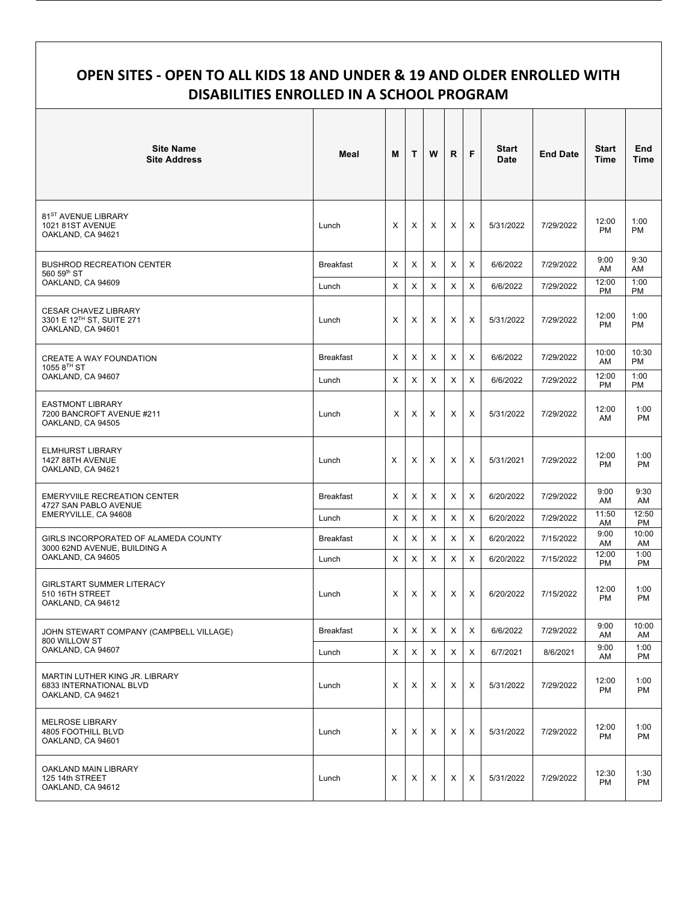## OPEN SITES - OPEN TO ALL KIDS 18 AND UNDER & 19 AND OLDER ENROLLED WITH DISABILITIES ENROLLED IN A SCHOOL PROGRAM

| Site Name<br>Site Address | Meal | M | T | W | R | F | Start Date | End Date | Start Time | End Time |
|---|---|---|---|---|---|---|---|---|---|---|
| 81ST AVENUE LIBRARY<br>1021 81ST AVENUE<br>OAKLAND, CA 94621 | Lunch | X | X | X | X | X | 5/31/2022 | 7/29/2022 | 12:00 PM | 1:00 PM |
| BUSHROD RECREATION CENTER<br>560 59th ST<br>OAKLAND, CA 94609 | Breakfast | X | X | X | X | X | 6/6/2022 | 7/29/2022 | 9:00 AM | 9:30 AM |
| | Lunch | X | X | X | X | X | 6/6/2022 | 7/29/2022 | 12:00 PM | 1:00 PM |
| CESAR CHAVEZ LIBRARY<br>3301 E 12TH ST, SUITE 271<br>OAKLAND, CA 94601 | Lunch | X | X | X | X | X | 5/31/2022 | 7/29/2022 | 12:00 PM | 1:00 PM |
| CREATE A WAY FOUNDATION<br>1055 8TH ST<br>OAKLAND, CA 94607 | Breakfast | X | X | X | X | X | 6/6/2022 | 7/29/2022 | 10:00 AM | 10:30 PM |
| | Lunch | X | X | X | X | X | 6/6/2022 | 7/29/2022 | 12:00 PM | 1:00 PM |
| EASTMONT LIBRARY<br>7200 BANCROFT AVENUE #211<br>OAKLAND, CA 94505 | Lunch | X | X | X | X | X | 5/31/2022 | 7/29/2022 | 12:00 AM | 1:00 PM |
| ELMHURST LIBRARY<br>1427 88TH AVENUE<br>OAKLAND, CA 94621 | Lunch | X | X | X | X | X | 5/31/2021 | 7/29/2022 | 12:00 PM | 1:00 PM |
| EMERYVIILE RECREATION CENTER<br>4727 SAN PABLO AVENUE<br>EMERYVILLE, CA 94608 | Breakfast | X | X | X | X | X | 6/20/2022 | 7/29/2022 | 9:00 AM | 9:30 AM |
| | Lunch | X | X | X | X | X | 6/20/2022 | 7/29/2022 | 11:50 AM | 12:50 PM |
| GIRLS INCORPORATED OF ALAMEDA COUNTY<br>3000 62ND AVENUE, BUILDING A<br>OAKLAND, CA 94605 | Breakfast | X | X | X | X | X | 6/20/2022 | 7/15/2022 | 9:00 AM | 10:00 AM |
| | Lunch | X | X | X | X | X | 6/20/2022 | 7/15/2022 | 12:00 PM | 1:00 PM |
| GIRLSTART SUMMER LITERACY<br>510 16TH STREET<br>OAKLAND, CA 94612 | Lunch | X | X | X | X | X | 6/20/2022 | 7/15/2022 | 12:00 PM | 1:00 PM |
| JOHN STEWART COMPANY (CAMPBELL VILLAGE)<br>800 WILLOW ST<br>OAKLAND, CA 94607 | Breakfast | X | X | X | X | X | 6/6/2022 | 7/29/2022 | 9:00 AM | 10:00 AM |
| | Lunch | X | X | X | X | X | 6/7/2021 | 8/6/2021 | 9:00 AM | 1:00 PM |
| MARTIN LUTHER KING JR. LIBRARY<br>6833 INTERNATIONAL BLVD<br>OAKLAND, CA 94621 | Lunch | X | X | X | X | X | 5/31/2022 | 7/29/2022 | 12:00 PM | 1:00 PM |
| MELROSE LIBRARY<br>4805 FOOTHILL BLVD<br>OAKLAND, CA 94601 | Lunch | X | X | X | X | X | 5/31/2022 | 7/29/2022 | 12:00 PM | 1:00 PM |
| OAKLAND MAIN LIBRARY<br>125 14th STREET<br>OAKLAND, CA 94612 | Lunch | X | X | X | X | X | 5/31/2022 | 7/29/2022 | 12:30 PM | 1:30 PM |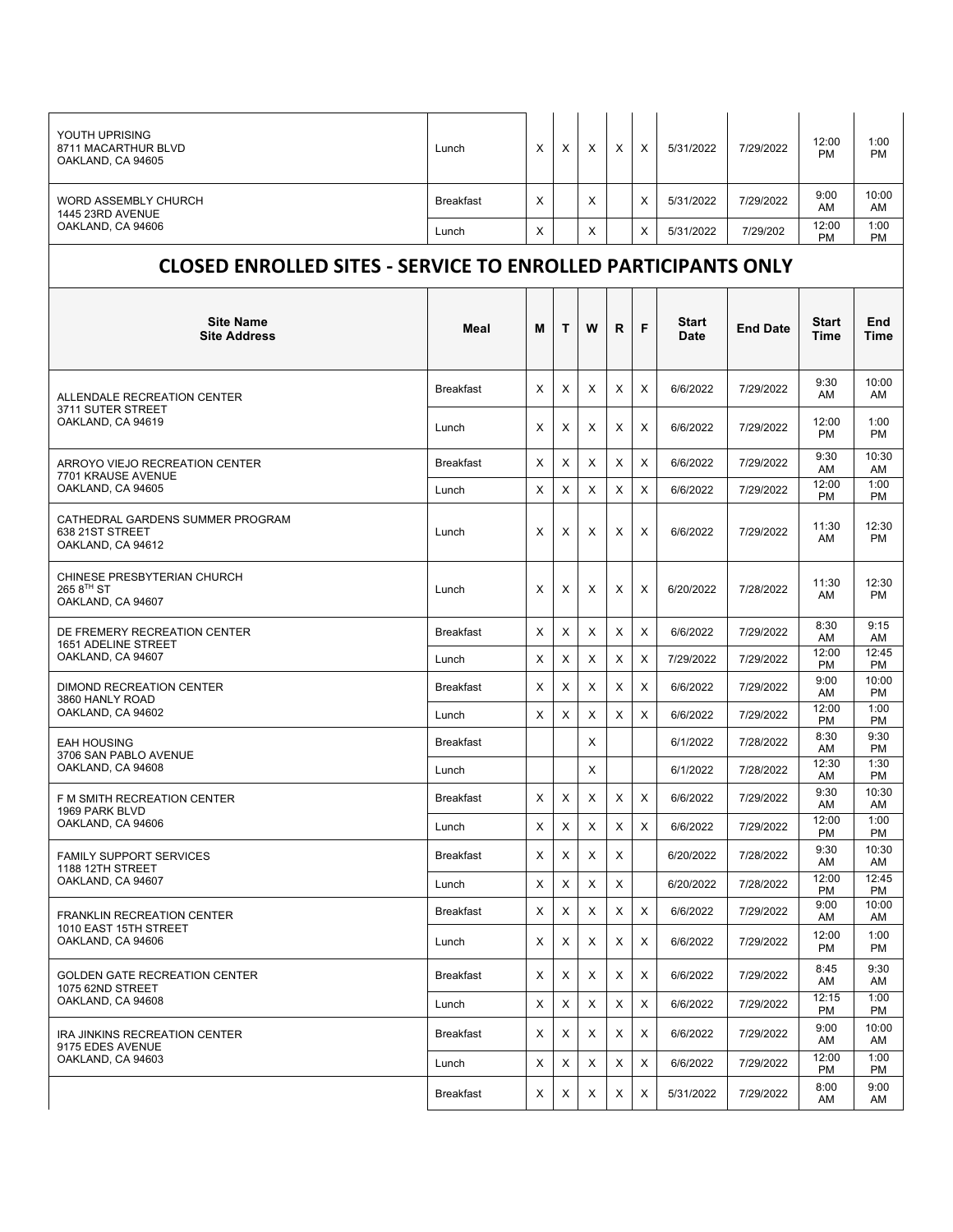| | | | | | | | | | | |
|---|---|---|---|---|---|---|---|---|---|---|
| YOUTH UPRISING<br>8711 MACARTHUR BLVD<br>OAKLAND, CA 94605 | Lunch | X | X | X | X | X | 5/31/2022 | 7/29/2022 | 12:00 PM | 1:00 PM |
| WORD ASSEMBLY CHURCH<br>1445 23RD AVENUE<br>OAKLAND, CA 94606 | Breakfast | X | | X | | X | 5/31/2022 | 7/29/2022 | 9:00 AM | 10:00 AM |
| | Lunch | X | | X | | X | 5/31/2022 | 7/29/202 | 12:00 PM | 1:00 PM |

## CLOSED ENROLLED SITES - SERVICE TO ENROLLED PARTICIPANTS ONLY

| Site Name<br>Site Address | Meal | M | T | W | R | F | Start Date | End Date | Start Time | End Time |
|---|---|---|---|---|---|---|---|---|---|---|
| ALLENDALE RECREATION CENTER<br>3711 SUTER STREET<br>OAKLAND, CA 94619 | Breakfast | X | X | X | X | X | 6/6/2022 | 7/29/2022 | 9:30 AM | 10:00 AM |
| | Lunch | X | X | X | X | X | 6/6/2022 | 7/29/2022 | 12:00 PM | 1:00 PM |
| ARROYO VIEJO RECREATION CENTER<br>7701 KRAUSE AVENUE<br>OAKLAND, CA 94605 | Breakfast | X | X | X | X | X | 6/6/2022 | 7/29/2022 | 9:30 AM | 10:30 AM |
| | Lunch | X | X | X | X | X | 6/6/2022 | 7/29/2022 | 12:00 PM | 1:00 PM |
| CATHEDRAL GARDENS SUMMER PROGRAM<br>638 21ST STREET<br>OAKLAND, CA 94612 | Lunch | X | X | X | X | X | 6/6/2022 | 7/29/2022 | 11:30 AM | 12:30 PM |
| CHINESE PRESBYTERIAN CHURCH<br>265 8TH ST<br>OAKLAND, CA 94607 | Lunch | X | X | X | X | X | 6/20/2022 | 7/28/2022 | 11:30 AM | 12:30 PM |
| DE FREMERY RECREATION CENTER<br>1651 ADELINE STREET<br>OAKLAND, CA 94607 | Breakfast | X | X | X | X | X | 6/6/2022 | 7/29/2022 | 8:30 AM | 9:15 AM |
| | Lunch | X | X | X | X | X | 7/29/2022 | 7/29/2022 | 12:00 PM | 12:45 PM |
| DIMOND RECREATION CENTER<br>3860 HANLY ROAD<br>OAKLAND, CA 94602 | Breakfast | X | X | X | X | X | 6/6/2022 | 7/29/2022 | 9:00 AM | 10:00 PM |
| | Lunch | X | X | X | X | X | 6/6/2022 | 7/29/2022 | 12:00 PM | 1:00 PM |
| EAH HOUSING<br>3706 SAN PABLO AVENUE<br>OAKLAND, CA 94608 | Breakfast | | | X | | | 6/1/2022 | 7/28/2022 | 8:30 AM | 9:30 PM |
| | Lunch | | | X | | | 6/1/2022 | 7/28/2022 | 12:30 AM | 1:30 PM |
| F M SMITH RECREATION CENTER<br>1969 PARK BLVD<br>OAKLAND, CA 94606 | Breakfast | X | X | X | X | X | 6/6/2022 | 7/29/2022 | 9:30 AM | 10:30 AM |
| | Lunch | X | X | X | X | X | 6/6/2022 | 7/29/2022 | 12:00 PM | 1:00 PM |
| FAMILY SUPPORT SERVICES<br>1188 12TH STREET<br>OAKLAND, CA 94607 | Breakfast | X | X | X | X | | 6/20/2022 | 7/28/2022 | 9:30 AM | 10:30 AM |
| | Lunch | X | X | X | X | | 6/20/2022 | 7/28/2022 | 12:00 PM | 12:45 PM |
| FRANKLIN RECREATION CENTER<br>1010 EAST 15TH STREET<br>OAKLAND, CA 94606 | Breakfast | X | X | X | X | X | 6/6/2022 | 7/29/2022 | 9:00 AM | 10:00 AM |
| | Lunch | X | X | X | X | X | 6/6/2022 | 7/29/2022 | 12:00 PM | 1:00 PM |
| GOLDEN GATE RECREATION CENTER<br>1075 62ND STREET<br>OAKLAND, CA 94608 | Breakfast | X | X | X | X | X | 6/6/2022 | 7/29/2022 | 8:45 AM | 9:30 AM |
| | Lunch | X | X | X | X | X | 6/6/2022 | 7/29/2022 | 12:15 PM | 1:00 PM |
| IRA JINKINS RECREATION CENTER<br>9175 EDES AVENUE<br>OAKLAND, CA 94603 | Breakfast | X | X | X | X | X | 6/6/2022 | 7/29/2022 | 9:00 AM | 10:00 AM |
| | Lunch | X | X | X | X | X | 6/6/2022 | 7/29/2022 | 12:00 PM | 1:00 PM |
| | Breakfast | X | X | X | X | X | 5/31/2022 | 7/29/2022 | 8:00 AM | 9:00 AM |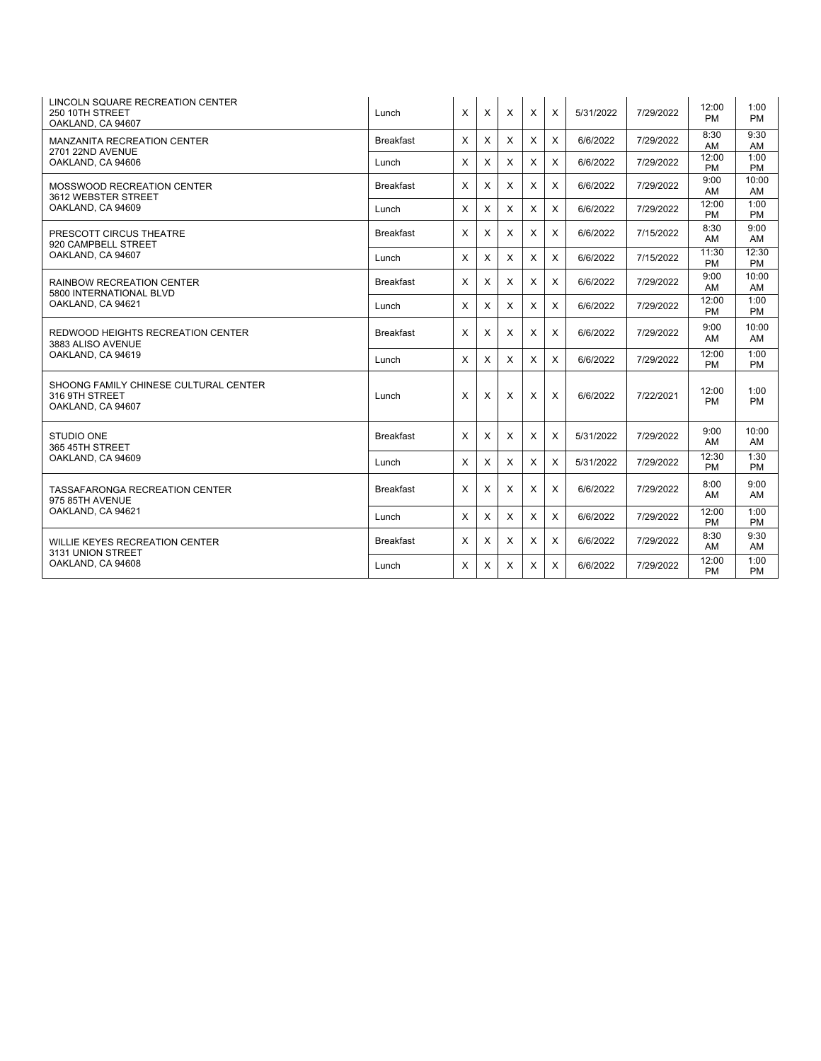| | | | | | | | | | | |
|---|---|---|---|---|---|---|---|---|---|---|
| LINCOLN SQUARE RECREATION CENTER 250 10TH STREET OAKLAND, CA 94607 | Lunch | X | X | X | X | X | 5/31/2022 | 7/29/2022 | 12:00 PM | 1:00 PM |
| MANZANITA RECREATION CENTER 2701 22ND AVENUE OAKLAND, CA 94606 | Breakfast | X | X | X | X | X | 6/6/2022 | 7/29/2022 | 8:30 AM | 9:30 AM |
| | Lunch | X | X | X | X | X | 6/6/2022 | 7/29/2022 | 12:00 PM | 1:00 PM |
| MOSSWOOD RECREATION CENTER 3612 WEBSTER STREET OAKLAND, CA 94609 | Breakfast | X | X | X | X | X | 6/6/2022 | 7/29/2022 | 9:00 AM | 10:00 AM |
| | Lunch | X | X | X | X | X | 6/6/2022 | 7/29/2022 | 12:00 PM | 1:00 PM |
| PRESCOTT CIRCUS THEATRE 920 CAMPBELL STREET OAKLAND, CA 94607 | Breakfast | X | X | X | X | X | 6/6/2022 | 7/15/2022 | 8:30 AM | 9:00 AM |
| | Lunch | X | X | X | X | X | 6/6/2022 | 7/15/2022 | 11:30 PM | 12:30 PM |
| RAINBOW RECREATION CENTER 5800 INTERNATIONAL BLVD OAKLAND, CA 94621 | Breakfast | X | X | X | X | X | 6/6/2022 | 7/29/2022 | 9:00 AM | 10:00 AM |
| | Lunch | X | X | X | X | X | 6/6/2022 | 7/29/2022 | 12:00 PM | 1:00 PM |
| REDWOOD HEIGHTS RECREATION CENTER 3883 ALISO AVENUE OAKLAND, CA 94619 | Breakfast | X | X | X | X | X | 6/6/2022 | 7/29/2022 | 9:00 AM | 10:00 AM |
| | Lunch | X | X | X | X | X | 6/6/2022 | 7/29/2022 | 12:00 PM | 1:00 PM |
| SHOONG FAMILY CHINESE CULTURAL CENTER 316 9TH STREET OAKLAND, CA 94607 | Lunch | X | X | X | X | X | 6/6/2022 | 7/22/2021 | 12:00 PM | 1:00 PM |
| STUDIO ONE 365 45TH STREET OAKLAND, CA 94609 | Breakfast | X | X | X | X | X | 5/31/2022 | 7/29/2022 | 9:00 AM | 10:00 AM |
| | Lunch | X | X | X | X | X | 5/31/2022 | 7/29/2022 | 12:30 PM | 1:30 PM |
| TASSAFARONGA RECREATION CENTER 975 85TH AVENUE OAKLAND, CA 94621 | Breakfast | X | X | X | X | X | 6/6/2022 | 7/29/2022 | 8:00 AM | 9:00 AM |
| | Lunch | X | X | X | X | X | 6/6/2022 | 7/29/2022 | 12:00 PM | 1:00 PM |
| WILLIE KEYES RECREATION CENTER 3131 UNION STREET OAKLAND, CA 94608 | Breakfast | X | X | X | X | X | 6/6/2022 | 7/29/2022 | 8:30 AM | 9:30 AM |
| | Lunch | X | X | X | X | X | 6/6/2022 | 7/29/2022 | 12:00 PM | 1:00 PM |